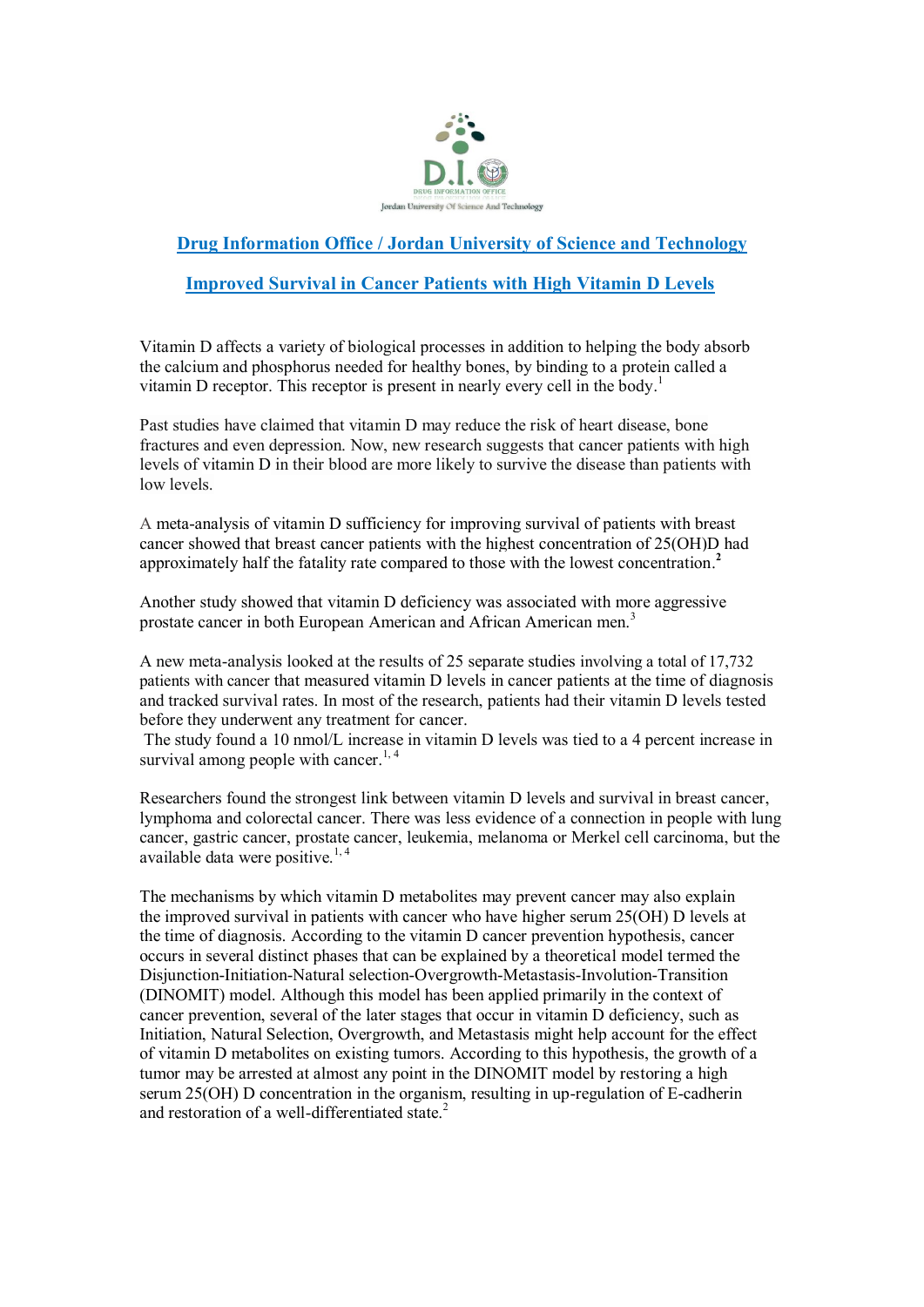## Drug Information Office / Jordan University of Science and Technology

## Improved Survival in Cancer Patients with High Vitamin D Levels

Vitamin D affects a variety of biological processes in addition to helping the body absorb the calcium and phosphorus needed for healthy bones, by binding to a protein called a vitamin D receptor. This receptor is present in nearly every cell in the body.[1]

Past studies have claimed that vitamin D may reduce the risk of heart disease, bone fractures and even depression. Now, new research suggests that cancer patients with high levels of vitamin D in their blood are more likely to survive the disease than patients with low levels.

A meta-analysis of vitamin D sufficiency for improving survival of patients with breast cancer showed that breast cancer patients with the highest concentration of 25(OH)D had approximately half the fatality rate compared to those with the lowest concentration.[2]

Another study showed that vitamin D deficiency was associated with more aggressive prostate cancer in both European American and African American men.[3]

A new meta-analysis looked at the results of 25 separate studies involving a total of 17,732 patients with cancer that measured vitamin D levels in cancer patients at the time of diagnosis and tracked survival rates. In most of the research, patients had their vitamin D levels tested before they underwent any treatment for cancer.
The study found a 10 nmol/L increase in vitamin D levels was tied to a 4 percent increase in survival among people with cancer.[1, 4]

Researchers found the strongest link between vitamin D levels and survival in breast cancer, lymphoma and colorectal cancer. There was less evidence of a connection in people with lung cancer, gastric cancer, prostate cancer, leukemia, melanoma or Merkel cell carcinoma, but the available data were positive.[1, 4]

The mechanisms by which vitamin D metabolites may prevent cancer may also explain the improved survival in patients with cancer who have higher serum 25(OH) D levels at the time of diagnosis. According to the vitamin D cancer prevention hypothesis, cancer occurs in several distinct phases that can be explained by a theoretical model termed the Disjunction-Initiation-Natural selection-Overgrowth-Metastasis-Involution-Transition (DINOMIT) model. Although this model has been applied primarily in the context of cancer prevention, several of the later stages that occur in vitamin D deficiency, such as Initiation, Natural Selection, Overgrowth, and Metastasis might help account for the effect of vitamin D metabolites on existing tumors. According to this hypothesis, the growth of a tumor may be arrested at almost any point in the DINOMIT model by restoring a high serum 25(OH) D concentration in the organism, resulting in up-regulation of E-cadherin and restoration of a well-differentiated state.[2]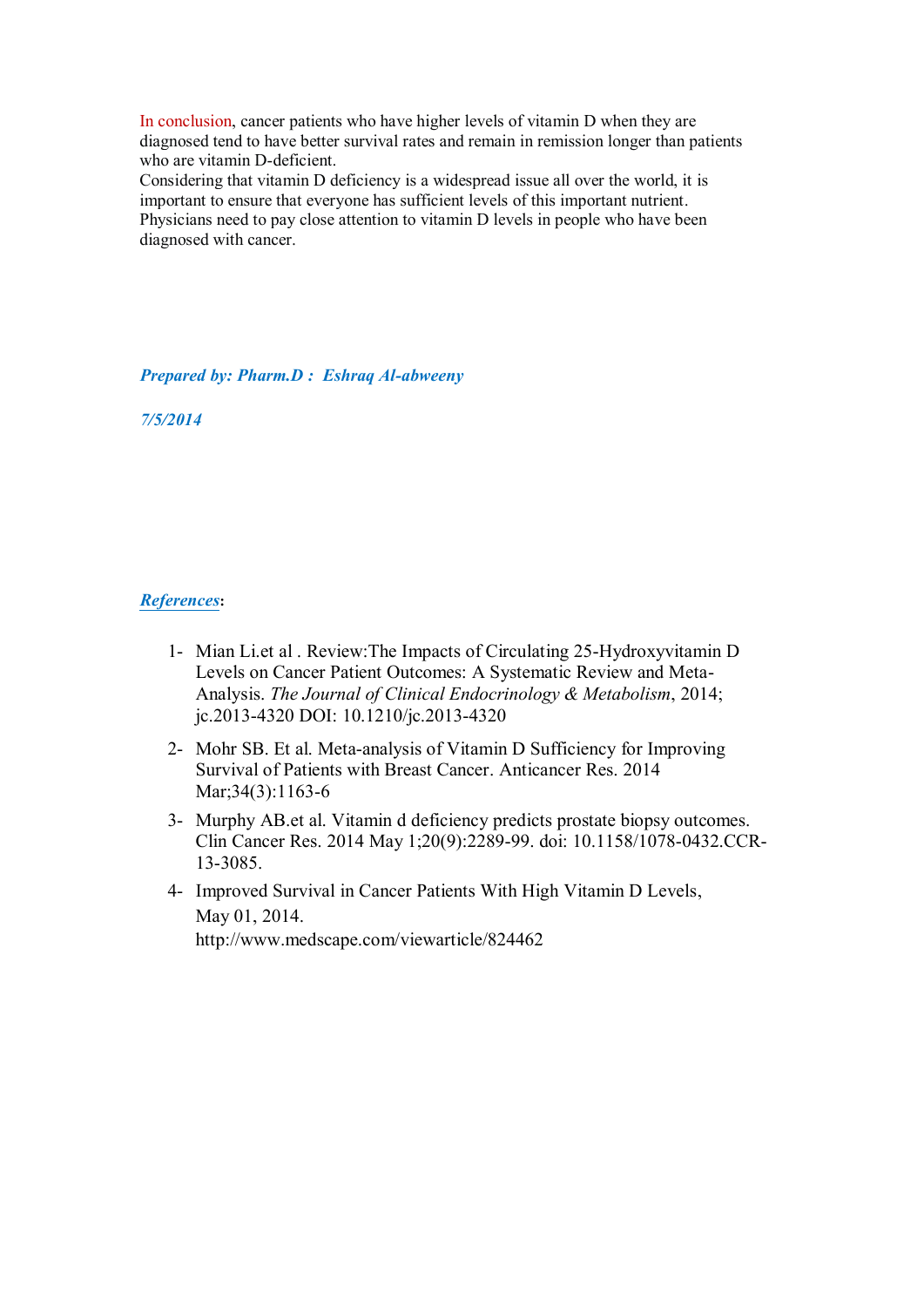In conclusion, cancer patients who have higher levels of vitamin D when they are diagnosed tend to have better survival rates and remain in remission longer than patients who are vitamin D-deficient.
Considering that vitamin D deficiency is a widespread issue all over the world, it is important to ensure that everyone has sufficient levels of this important nutrient. Physicians need to pay close attention to vitamin D levels in people who have been diagnosed with cancer.

***Prepared by: Pharm.D : Eshraq Al-abweeny***

***7/5/2014***

***References*:**

1- Mian Li.et al . Review:The Impacts of Circulating 25-Hydroxyvitamin D Levels on Cancer Patient Outcomes: A Systematic Review and Meta-Analysis. *The Journal of Clinical Endocrinology & Metabolism*, 2014; jc.2013-4320 DOI: 10.1210/jc.2013-4320

2- Mohr SB. Et al. Meta-analysis of Vitamin D Sufficiency for Improving Survival of Patients with Breast Cancer. Anticancer Res. 2014 Mar;34(3):1163-6

3- Murphy AB.et al. Vitamin d deficiency predicts prostate biopsy outcomes. Clin Cancer Res. 2014 May 1;20(9):2289-99. doi: 10.1158/1078-0432.CCR-13-3085.

4- Improved Survival in Cancer Patients With High Vitamin D Levels, May 01, 2014. http://www.medscape.com/viewarticle/824462